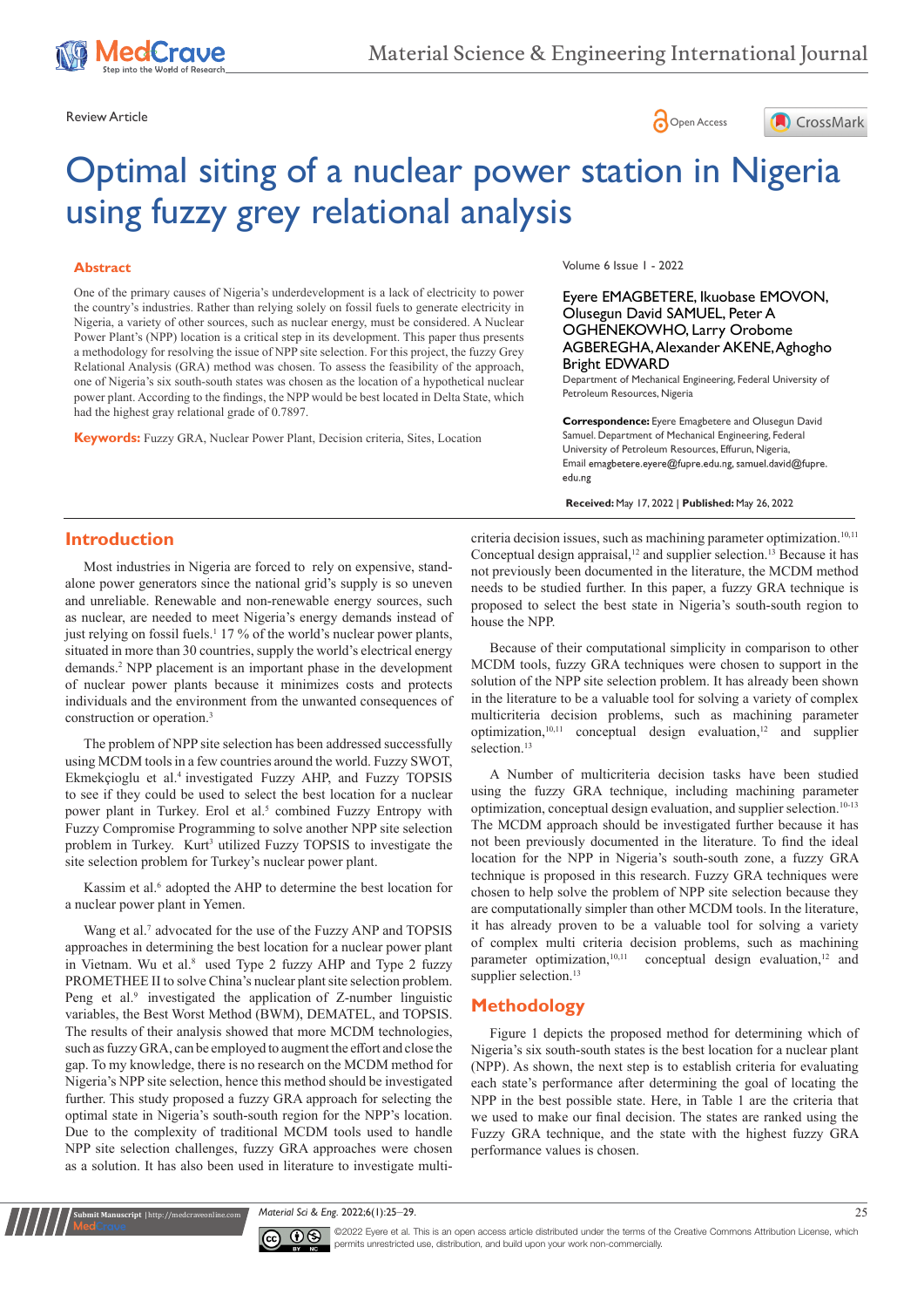Review Article

# Optimal siting of a nuclear power station in Nigeria using fuzzy grey relational analysis

Eyere EMAGBETERE, Ikuobase EMOVON, Olusegun David SAMUEL, Peter A OGHENEKOWHO, Larry Orobome AGBEREGHA, Alexander AKENE, Aghogho Bright EDWARD

Department of Mechanical Engineering, Federal University of Petroleum Resources, Nigeria

**Correspondence:** Eyere Emagbetere and Olusegun David Samuel. Department of Mechanical Engineering, Federal University of Petroleum Resources, Effurun, Nigeria, Email emagbetere.eyere@fupre.edu.ng, samuel.david@fupre.edu.ng

**Received:** May 17, 2022 | **Published:** May 26, 2022

## Abstract

One of the primary causes of Nigeria's underdevelopment is a lack of electricity to power the country's industries. Rather than relying solely on fossil fuels to generate electricity in Nigeria, a variety of other sources, such as nuclear energy, must be considered. A Nuclear Power Plant's (NPP) location is a critical step in its development. This paper thus presents a methodology for resolving the issue of NPP site selection. For this project, the fuzzy Grey Relational Analysis (GRA) method was chosen. To assess the feasibility of the approach, one of Nigeria's six south-south states was chosen as the location of a hypothetical nuclear power plant. According to the findings, the NPP would be best located in Delta State, which had the highest gray relational grade of 0.7897.

**Keywords:** Fuzzy GRA, Nuclear Power Plant, Decision criteria, Sites, Location

## Introduction

Most industries in Nigeria are forced to rely on expensive, stand-alone power generators since the national grid's supply is so uneven and unreliable. Renewable and non-renewable energy sources, such as nuclear, are needed to meet Nigeria's energy demands instead of just relying on fossil fuels.[1] 17 % of the world's nuclear power plants, situated in more than 30 countries, supply the world's electrical energy demands.[2] NPP placement is an important phase in the development of nuclear power plants because it minimizes costs and protects individuals and the environment from the unwanted consequences of construction or operation.[3]

The problem of NPP site selection has been addressed successfully using MCDM tools in a few countries around the world. Fuzzy SWOT, Ekmekçioglu et al.[4] investigated Fuzzy AHP, and Fuzzy TOPSIS to see if they could be used to select the best location for a nuclear power plant in Turkey. Erol et al.[5] combined Fuzzy Entropy with Fuzzy Compromise Programming to solve another NPP site selection problem in Turkey. Kurt[3] utilized Fuzzy TOPSIS to investigate the site selection problem for Turkey's nuclear power plant.

Kassim et al.[6] adopted the AHP to determine the best location for a nuclear power plant in Yemen.

Wang et al.[7] advocated for the use of the Fuzzy ANP and TOPSIS approaches in determining the best location for a nuclear power plant in Vietnam. Wu et al.[8] used Type 2 fuzzy AHP and Type 2 fuzzy PROMETHEE II to solve China's nuclear plant site selection problem. Peng et al.[9] investigated the application of Z-number linguistic variables, the Best Worst Method (BWM), DEMATEL, and TOPSIS. The results of their analysis showed that more MCDM techniques, such as fuzzy GRA, can be employed to augment the effort and close the gap. To my knowledge, there is no research on the MCDM method for Nigeria's NPP site selection, hence this method should be investigated further. This study proposed a fuzzy GRA approach for selecting the optimal state in Nigeria's south-south region for the NPP's location. Due to the complexity of traditional MCDM tools used to handle NPP site selection challenges, fuzzy GRA approaches were chosen as a solution. It has also been used in literature to investigate multi-criteria decision issues, such as machining parameter optimization.[10,11] Conceptual design appraisal,[12] and supplier selection.[13] Because it has not previously been documented in the literature, the MCDM method needs to be studied further. In this paper, a fuzzy GRA technique is proposed to select the best state in Nigeria's south-south region to house the NPP.

Because of their computational simplicity in comparison to other MCDM tools, fuzzy GRA techniques were chosen to support in the solution of the NPP site selection problem. It has already been shown in the literature to be a valuable tool for solving a variety of complex multicriteria decision problems, such as machining parameter optimization,[10,11] conceptual design evaluation,[12] and supplier selection.[13]

A Number of multicriteria decision tasks have been studied using the fuzzy GRA technique, including machining parameter optimization, conceptual design evaluation, and supplier selection.[10-13] The MCDM approach should be investigated further because it has not been previously documented in the literature. To find the ideal location for the NPP in Nigeria's south-south zone, a fuzzy GRA technique is proposed in this research. Fuzzy GRA techniques were chosen to help solve the problem of NPP site selection because they are computationally simpler than other MCDM tools. In the literature, it has already proven to be a valuable tool for solving a variety of complex multi criteria decision problems, such as machining parameter optimization,[10,11] conceptual design evaluation,[12] and supplier selection.[13]

## Methodology

Figure 1 depicts the proposed method for determining which of Nigeria's six south-south states is the best location for a nuclear plant (NPP). As shown, the next step is to establish criteria for evaluating each state's performance after determining the goal of locating the NPP in the best possible state. Here, in Table 1 are the criteria that we used to make our final decision. The states are ranked using the Fuzzy GRA technique, and the state with the highest fuzzy GRA performance values is chosen.

©2022 Eyere et al. This is an open access article distributed under the terms of the Creative Commons Attribution License, which permits unrestricted use, distribution, and build upon your work non-commercially.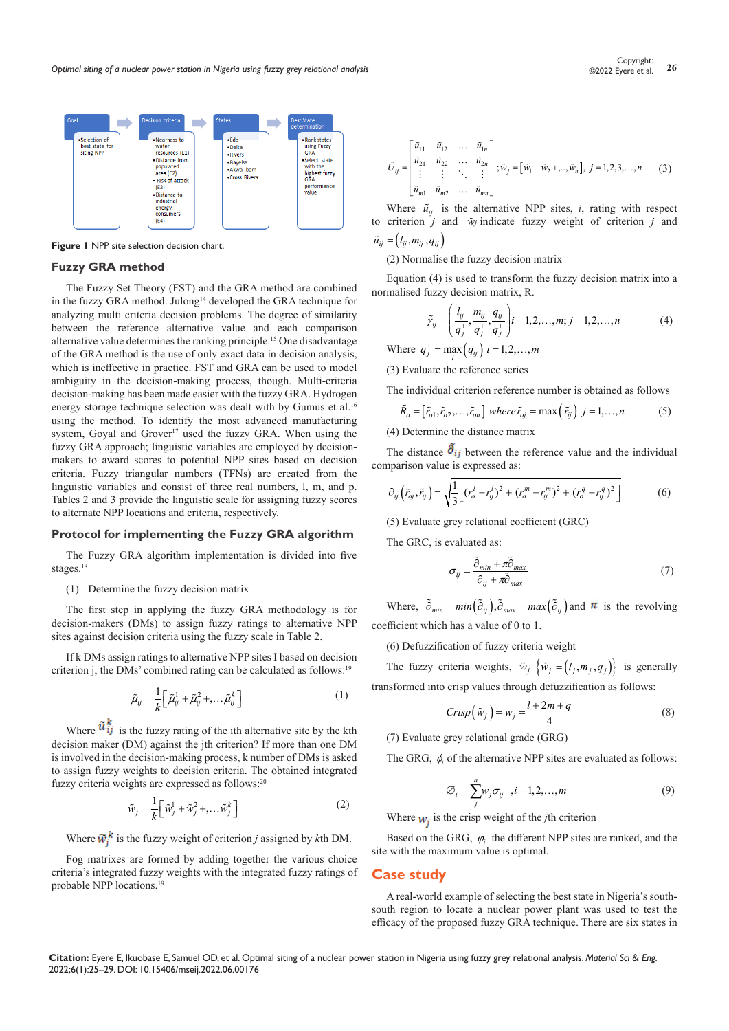Goal

- Selection of best state for siting NPP

Decision criteria

- Nearness to water resources (E1)
- Distance from populated area (E2)
- Risk of attack (E3)
- Distance to industrial energy consumers (E4)

States

- Edo
- Delta
- Rivers
- Bayelsa
- Akwa Ibom
- Cross Rivers

Best State determination

- Rank states using Fuzzy GRA
- Select state with the highest fuzzy GRA performance value

**Figure 1** NPP site selection decision chart.

## Fuzzy GRA method

The Fuzzy Set Theory (FST) and the GRA method are combined in the fuzzy GRA method. Julong[14] developed the GRA technique for analyzing multi criteria decision problems. The degree of similarity between the reference alternative value and each comparison alternative value determines the ranking principle.[15] One disadvantage of the GRA method is the use of only exact data in decision analysis, which is ineffective in practice. FST and GRA can be used to model ambiguity in the decision-making process, though. Multi-criteria decision-making has been made easier with the fuzzy GRA. Hydrogen energy storage technique selection was dealt with by Gumus et al.[16] using the method. To identify the most advanced manufacturing system, Goyal and Grover[17] used the fuzzy GRA. When using the fuzzy GRA approach; linguistic variables are employed by decision-makers to award scores to potential NPP sites based on decision criteria. Fuzzy triangular numbers (TFNs) are created from the linguistic variables and consist of three real numbers, l, m, and p. Tables 2 and 3 provide the linguistic scale for assigning fuzzy scores to alternate NPP locations and criteria, respectively.

## Protocol for implementing the Fuzzy GRA algorithm

The Fuzzy GRA algorithm implementation is divided into five stages.[18]

(1) Determine the fuzzy decision matrix

The first step in applying the fuzzy GRA methodology is for decision-makers (DMs) to assign fuzzy ratings to alternative NPP sites against decision criteria using the fuzzy scale in Table 2.

If k DMs assign ratings to alternative NPP sites I based on decision criterion j, the DMs' combined rating can be calculated as follows:[19]

$$\tilde{\mu}_{ij} = \frac{1}{k}\left[\tilde{\mu}_{ij}^{1} + \tilde{\mu}_{ij}^{2} +,\ldots\tilde{\mu}_{ij}^{k}\right] \tag{1}$$

Where $\tilde{u}_{ij}^{k}$ is the fuzzy rating of the ith alternative site by the kth decision maker (DM) against the jth criterion? If more than one DM is involved in the decision-making process, k number of DMs is asked to assign fuzzy weights to decision criteria. The obtained integrated fuzzy criteria weights are expressed as follows:[20]

$$\tilde{w}_{j} = \frac{1}{k}\left[\tilde{w}_{j}^{1} + \tilde{w}_{j}^{2} +,\ldots\tilde{w}_{j}^{k}\right] \tag{2}$$

Where $\tilde{w}_{j}^{k}$ is the fuzzy weight of criterion $j$ assigned by $k$th DM.

Fog matrixes are formed by adding together the various choice criteria's integrated fuzzy weights with the integrated fuzzy ratings of probable NPP locations.[19]

$$\tilde{U}_{ij} = \begin{bmatrix} \tilde{u}_{11} & \tilde{u}_{12} & \cdots & \tilde{u}_{1n} \\ \tilde{u}_{21} & \tilde{u}_{22} & \cdots & \tilde{u}_{2n} \\ \vdots & \vdots & \ddots & \vdots \\ \tilde{u}_{m1} & \tilde{u}_{m2} & \cdots & \tilde{u}_{mn} \end{bmatrix};\tilde{w}_{j} = \left[\tilde{w}_{1} + \tilde{w}_{2} +,..,\tilde{w}_{n}\right],\ j = 1,2,3,\ldots,n \tag{3}$$

Where $\tilde{u}_{ij}$ is the alternative NPP sites, $i$, rating with respect to criterion $j$ and $\tilde{w}_{j}$ indicate fuzzy weight of criterion $j$ and $\tilde{u}_{ij} = \left(l_{ij}, m_{ij}, q_{ij}\right)$

(2) Normalise the fuzzy decision matrix

Equation (4) is used to transform the fuzzy decision matrix into a normalised fuzzy decision matrix, R.

$$\tilde{\gamma}_{ij} = \left(\frac{l_{ij}}{q_{j}^{+}}, \frac{m_{ij}}{q_{j}^{+}}, \frac{q_{ij}}{q_{j}^{+}}\right) i = 1,2,\ldots,m;\ j = 1,2,\ldots,n \tag{4}$$

Where $q_{j}^{+} = \max_{i}\left(q_{ij}\right)\ i = 1,2,\ldots,m$

(3) Evaluate the reference series

The individual criterion reference number is obtained as follows

$$\tilde{R}_{o} = \left[\tilde{r}_{o1}, \tilde{r}_{o2}, \ldots, \tilde{r}_{on}\right]\ where\ \tilde{r}_{oj} = \max\left(\tilde{r}_{ij}\right)\ \ j = 1,\ldots,n \tag{5}$$

(4) Determine the distance matrix

The distance $\tilde{\partial}_{ij}$ between the reference value and the individual comparison value is expressed as:

$$\partial_{ij}\left(\tilde{r}_{oj}, \tilde{r}_{ij}\right) = \sqrt{\frac{1}{3}\left[(r_{o}^{l} - r_{ij}^{l})^{2} + (r_{o}^{m} - r_{ij}^{m})^{2} + (r_{o}^{q} - r_{ij}^{q})^{2}\right]} \tag{6}$$

(5) Evaluate grey relational coefficient (GRC)

The GRC, is evaluated as:

$$\sigma_{ij} = \frac{\tilde{\partial}_{min} + \pi\tilde{\partial}_{max}}{\tilde{\partial}_{ij} + \pi\tilde{\partial}_{max}} \tag{7}$$

Where, $\tilde{\partial}_{min} = min\left(\tilde{\partial}_{ij}\right), \tilde{\partial}_{max} = max\left(\tilde{\partial}_{ij}\right)$ and $\pi$ is the revolving coefficient which has a value of 0 to 1.

(6) Defuzzification of fuzzy criteria weight

The fuzzy criteria weights, $\tilde{w}_{j}\ \left\{\tilde{w}_{j} = \left(l_{j}, m_{j}, q_{j}\right)\right\}$ is generally transformed into crisp values through defuzzification as follows:

$$Crisp\left(\tilde{w}_{j}\right) = w_{j} = \frac{l + 2m + q}{4} \tag{8}$$

(7) Evaluate grey relational grade (GRG)

The GRG, $\phi_{i}$ of the alternative NPP sites are evaluated as follows:

$$\varnothing_{i} = \sum_{j}^{n} w_{j}\sigma_{ij}\ \ ,i = 1,2,\ldots,m \tag{9}$$

Where $w_{j}$ is the crisp weight of the $j$th criterion

Based on the GRG, $\varphi_{i}$ the different NPP sites are ranked, and the site with the maximum value is optimal.

## Case study

A real-world example of selecting the best state in Nigeria's south-south region to locate a nuclear power plant was used to test the efficacy of the proposed fuzzy GRA technique. There are six states in

**Citation:** Eyere E, Ikuobase E, Samuel OD, et al. Optimal siting of a nuclear power station in Nigeria using fuzzy grey relational analysis. *Material Sci & Eng.* 2022;6(1):25‒29. DOI: 10.15406/mseij.2022.06.00176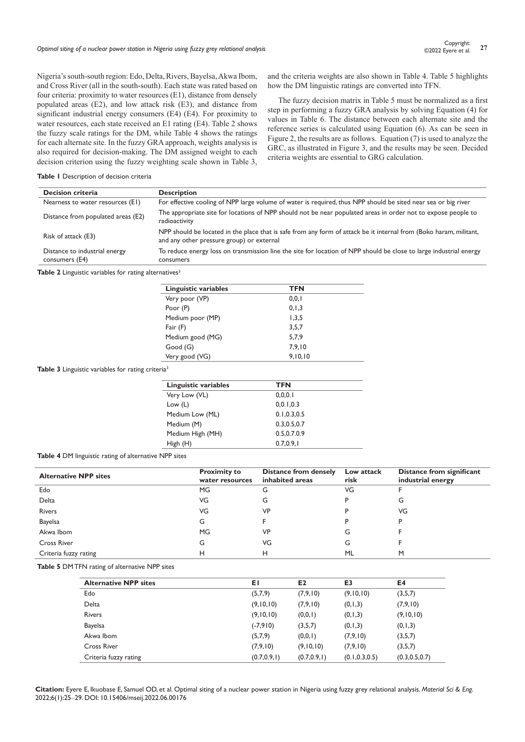Nigeria's south-south region: Edo, Delta, Rivers, Bayelsa, Akwa Ibom, and Cross River (all in the south-south). Each state was rated based on four criteria: proximity to water resources (E1), distance from densely populated areas (E2), and low attack risk (E3), and distance from significant industrial energy consumers (E4) (E4). For proximity to water resources, each state received an E1 rating (E4). Table 2 shows the fuzzy scale ratings for the DM, while Table 4 shows the ratings for each alternate site. In the fuzzy GRA approach, weights analysis is also required for decision-making. The DM assigned weight to each decision criterion using the fuzzy weighting scale shown in Table 3, and the criteria weights are also shown in Table 4. Table 5 highlights how the DM linguistic ratings are converted into TFN.

The fuzzy decision matrix in Table 5 must be normalized as a first step in performing a fuzzy GRA analysis by solving Equation (4) for values in Table 6. The distance between each alternate site and the reference series is calculated using Equation (6). As can be seen in Figure 2, the results are as follows. Equation (7) is used to analyze the GRC, as illustrated in Figure 3, and the results may be seen. Decided criteria weights are essential to GRG calculation.

**Table 1** Description of decision criteria

| Decision criteria | Description |
|---|---|
| Nearness to water resources (E1) | For effective cooling of NPP large volume of water is required, thus NPP should be sited near sea or big river |
| Distance from populated areas (E2) | The appropriate site for locations of NPP should not be near populated areas in order not to expose people to radioactivity |
| Risk of attack (E3) | NPP should be located in the place that is safe from any form of attack be it internal from (Boko haram, militant, and any other pressure group) or external |
| Distance to industrial energy consumers (E4) | To reduce energy loss on transmission line the site for location of NPP should be close to large industrial energy consumers |

**Table 2** Linguistic variables for rating alternatives[3]

| Linguistic variables | TFN |
|---|---|
| Very poor (VP) | 0,0,1 |
| Poor (P) | 0,1,3 |
| Medium poor (MP) | 1,3,5 |
| Fair (F) | 3,5,7 |
| Medium good (MG) | 5,7,9 |
| Good (G) | 7,9,10 |
| Very good (VG) | 9,10,10 |

**Table 3** Linguistic variables for rating criteria[3]

| Linguistic variables | TFN |
|---|---|
| Very Low (VL) | 0,0,0.1 |
| Low (L) | 0,0.1,0.3 |
| Medium Low (ML) | 0.1,0.3,0.5 |
| Medium (M) | 0.3,0.5,0.7 |
| Medium High (MH) | 0.5,0.7.0.9 |
| High (H) | 0.7,0.9,1 |

**Table 4** DM linguistic rating of alternative NPP sites

| Alternative NPP sites | Proximity to water resources | Distance from densely inhabited areas | Low attack risk | Distance from significant industrial energy |
|---|---|---|---|---|
| Edo | MG | G | VG | F |
| Delta | VG | G | P | G |
| Rivers | VG | VP | P | VG |
| Bayelsa | G | F | P | P |
| Akwa Ibom | MG | VP | G | F |
| Cross River | G | VG | G | F |
| Criteria fuzzy rating | H | H | ML | M |

**Table 5** DM TFN rating of alternative NPP sites

| Alternative NPP sites | E1 | E2 | E3 | E4 |
|---|---|---|---|---|
| Edo | (5,7,9) | (7,9,10) | (9,10,10) | (3,5,7) |
| Delta | (9,10,10) | (7,9,10) | (0,1,3) | (7,9,10) |
| Rivers | (9,10,10) | (0,0,1) | (0,1,3) | (9,10,10) |
| Bayelsa | (-7,910) | (3,5,7) | (0,1,3) | (0,1,3) |
| Akwa Ibom | (5,7,9) | (0,0,1) | (7,9,10) | (3,5,7) |
| Cross River | (7,9,10) | (9,10,10) | (7,9,10) | (3,5,7) |
| Criteria fuzzy rating | (0.7,0.9,1) | (0.7,0.9,1) | (0.1,0.3,0.5) | (0.3,0.5,0.7) |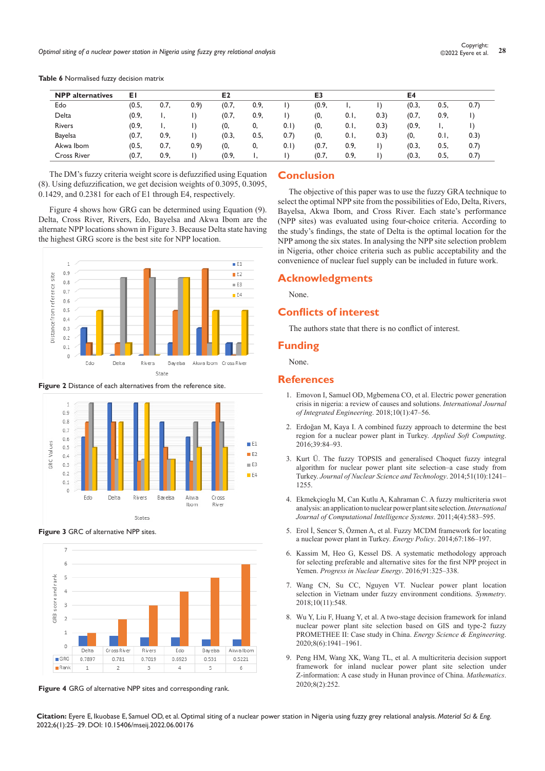**Table 6** Normalised fuzzy decision matrix

| NPP alternatives | E1 | | | E2 | | | E3 | | | E4 | | |
|---|---|---|---|---|---|---|---|---|---|---|---|---|
| Edo | (0.5, | 0.7, | 0.9) | (0.7, | 0.9, | 1) | (0.9, | 1, | 1) | (0.3, | 0.5, | 0.7) |
| Delta | (0.9, | 1, | 1) | (0.7, | 0.9, | 1) | (0, | 0.1, | 0.3) | (0.7, | 0.9, | 1) |
| Rivers | (0.9, | 1, | 1) | (0, | 0, | 0.1) | (0, | 0.1, | 0.3) | (0.9, | 1, | 1) |
| Bayelsa | (0.7, | 0.9, | 1) | (0.3, | 0.5, | 0.7) | (0, | 0.1, | 0.3) | (0, | 0.1, | 0.3) |
| Akwa Ibom | (0.5, | 0.7, | 0.9) | (0, | 0, | 0.1) | (0.7, | 0.9, | 1) | (0.3, | 0.5, | 0.7) |
| Cross River | (0.7, | 0.9, | 1) | (0.9, | 1, | 1) | (0.7, | 0.9, | 1) | (0.3, | 0.5, | 0.7) |

The DM's fuzzy criteria weight score is defuzzified using Equation (8). Using defuzzification, we get decision weights of 0.3095, 0.3095, 0.1429, and 0.2381 for each of E1 through E4, respectively.

Figure 4 shows how GRG can be determined using Equation (9). Delta, Cross River, Rivers, Edo, Bayelsa and Akwa Ibom are the alternate NPP locations shown in Figure 3. Because Delta state having the highest GRG score is the best site for NPP location.

**Figure 2** Distance of each alternatives from the reference site.

**Figure 3** GRC of alternative NPP sites.

**Figure 4** GRG of alternative NPP sites and corresponding rank.

## Conclusion

The objective of this paper was to use the fuzzy GRA technique to select the optimal NPP site from the possibilities of Edo, Delta, Rivers, Bayelsa, Akwa Ibom, and Cross River. Each state's performance (NPP sites) was evaluated using four-choice criteria. According to the study's findings, the state of Delta is the optimal location for the NPP among the six states. In analysing the NPP site selection problem in Nigeria, other choice criteria such as public acceptability and the convenience of nuclear fuel supply can be included in future work.

## Acknowledgments

None.

## Conflicts of interest

The authors state that there is no conflict of interest.

## Funding

None.

## References

1. Emovon I, Samuel OD, Mgbemena CO, et al. Electric power generation crisis in nigeria: a review of causes and solutions. *International Journal of Integrated Engineering*. 2018;10(1):47–56.
2. Erdoğan M, Kaya I. A combined fuzzy approach to determine the best region for a nuclear power plant in Turkey. *Applied Soft Computing*. 2016;39:84–93.
3. Kurt Ü. The fuzzy TOPSIS and generalised Choquet fuzzy integral algorithm for nuclear power plant site selection–a case study from Turkey. *Journal of Nuclear Science and Technology*. 2014;51(10):1241–1255.
4. Ekmekçioglu M, Can Kutlu A, Kahraman C. A fuzzy multicriteria swot analysis: an application to nuclear power plant site selection. *International Journal of Computational Intelligence Systems*. 2011;4(4):583–595.
5. Erol İ, Sencer S, Özmen A, et al. Fuzzy MCDM framework for locating a nuclear power plant in Turkey. *Energy Policy*. 2014;67:186–197.
6. Kassim M, Heo G, Kessel DS. A systematic methodology approach for selecting preferable and alternative sites for the first NPP project in Yemen. *Progress in Nuclear Energy*. 2016;91:325–338.
7. Wang CN, Su CC, Nguyen VT. Nuclear power plant location selection in Vietnam under fuzzy environment conditions. *Symmetry*. 2018;10(11):548.
8. Wu Y, Liu F, Huang Y, et al. A two-stage decision framework for inland nuclear power plant site selection based on GIS and type-2 fuzzy PROMETHEE II: Case study in China. *Energy Science & Engineering*. 2020;8(6):1941–1961.
9. Peng HM, Wang XK, Wang TL, et al. A multicriteria decision support framework for inland nuclear power plant site selection under Z-information: A case study in Hunan province of China. *Mathematics*. 2020;8(2):252.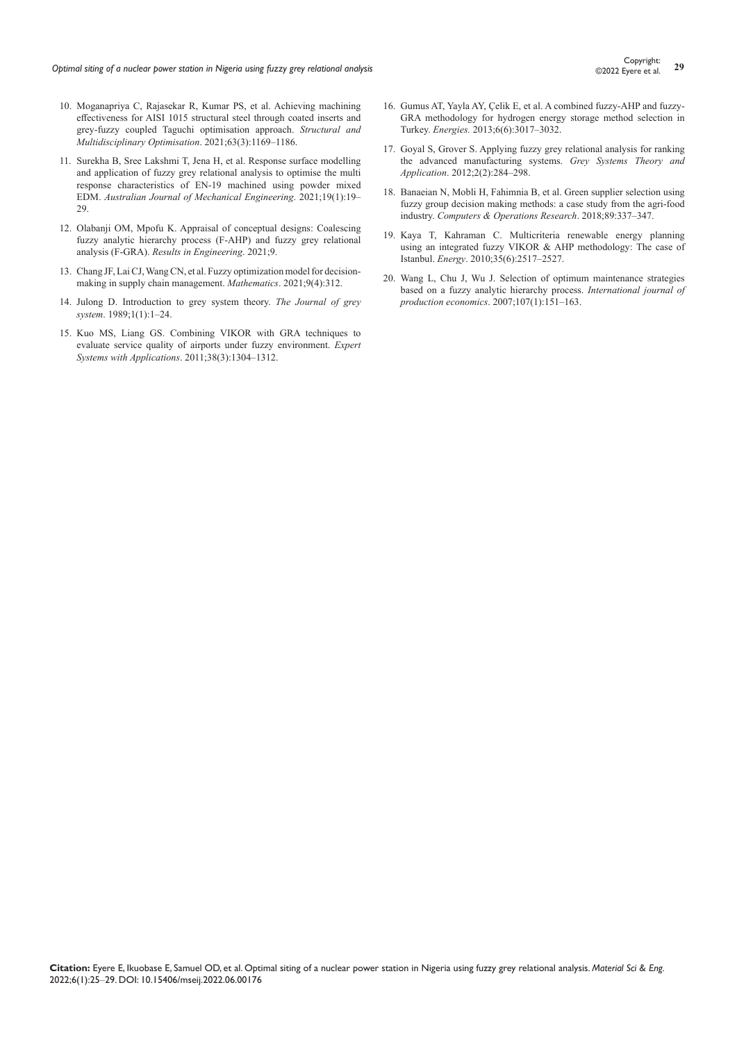10. Moganapriya C, Rajasekar R, Kumar PS, et al. Achieving machining effectiveness for AISI 1015 structural steel through coated inserts and grey-fuzzy coupled Taguchi optimisation approach. *Structural and Multidisciplinary Optimisation*. 2021;63(3):1169–1186.
11. Surekha B, Sree Lakshmi T, Jena H, et al. Response surface modelling and application of fuzzy grey relational analysis to optimise the multi response characteristics of EN-19 machined using powder mixed EDM. *Australian Journal of Mechanical Engineering*. 2021;19(1):19–29.
12. Olabanji OM, Mpofu K. Appraisal of conceptual designs: Coalescing fuzzy analytic hierarchy process (F-AHP) and fuzzy grey relational analysis (F-GRA). *Results in Engineering*. 2021;9.
13. Chang JF, Lai CJ, Wang CN, et al. Fuzzy optimization model for decision-making in supply chain management. *Mathematics*. 2021;9(4):312.
14. Julong D. Introduction to grey system theory. *The Journal of grey system*. 1989;1(1):1–24.
15. Kuo MS, Liang GS. Combining VIKOR with GRA techniques to evaluate service quality of airports under fuzzy environment. *Expert Systems with Applications*. 2011;38(3):1304–1312.
16. Gumus AT, Yayla AY, Çelik E, et al. A combined fuzzy-AHP and fuzzy-GRA methodology for hydrogen energy storage method selection in Turkey. *Energies.* 2013;6(6):3017–3032.
17. Goyal S, Grover S. Applying fuzzy grey relational analysis for ranking the advanced manufacturing systems. *Grey Systems Theory and Application*. 2012;2(2):284–298.
18. Banaeian N, Mobli H, Fahimnia B, et al. Green supplier selection using fuzzy group decision making methods: a case study from the agri-food industry. *Computers & Operations Research*. 2018;89:337–347.
19. Kaya T, Kahraman C. Multicriteria renewable energy planning using an integrated fuzzy VIKOR & AHP methodology: The case of Istanbul. *Energy*. 2010;35(6):2517–2527.
20. Wang L, Chu J, Wu J. Selection of optimum maintenance strategies based on a fuzzy analytic hierarchy process. *International journal of production economics*. 2007;107(1):151–163.